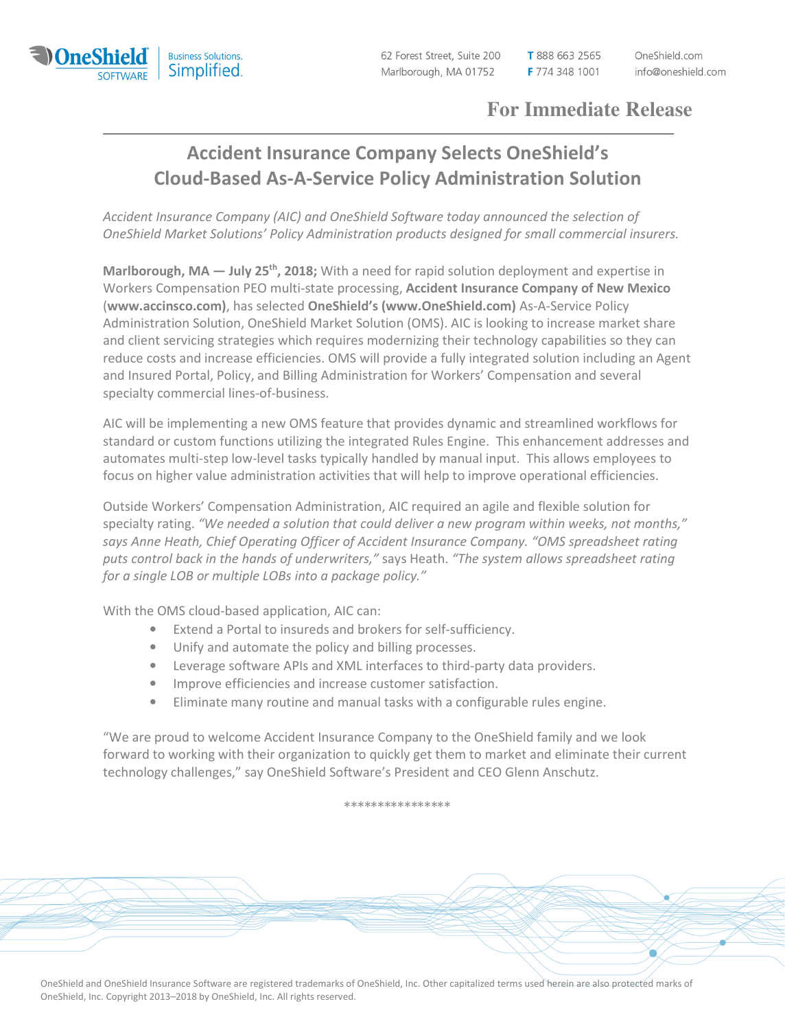OneShield SOFTWARE | Business Solutions. Simplified.

62 Forest Street, Suite 200
Marlborough, MA 01752

**T** 888 663 2565
**F** 774 348 1001

OneShield.com
info@oneshield.com

**For Immediate Release**

---

# Accident Insurance Company Selects OneShield's Cloud-Based As-A-Service Policy Administration Solution

*Accident Insurance Company (AIC) and OneShield Software today announced the selection of OneShield Market Solutions' Policy Administration products designed for small commercial insurers.*

**Marlborough, MA — July 25th, 2018;** With a need for rapid solution deployment and expertise in Workers Compensation PEO multi-state processing, **Accident Insurance Company of New Mexico** (**www.accinsco.com**), has selected **OneShield's (www.OneShield.com)** As-A-Service Policy Administration Solution, OneShield Market Solution (OMS). AIC is looking to increase market share and client servicing strategies which requires modernizing their technology capabilities so they can reduce costs and increase efficiencies. OMS will provide a fully integrated solution including an Agent and Insured Portal, Policy, and Billing Administration for Workers' Compensation and several specialty commercial lines-of-business.

AIC will be implementing a new OMS feature that provides dynamic and streamlined workflows for standard or custom functions utilizing the integrated Rules Engine. This enhancement addresses and automates multi-step low-level tasks typically handled by manual input. This allows employees to focus on higher value administration activities that will help to improve operational efficiencies.

Outside Workers' Compensation Administration, AIC required an agile and flexible solution for specialty rating. *"We needed a solution that could deliver a new program within weeks, not months," says Anne Heath, Chief Operating Officer of Accident Insurance Company. "OMS spreadsheet rating puts control back in the hands of underwriters,"* says Heath. *"The system allows spreadsheet rating for a single LOB or multiple LOBs into a package policy."*

With the OMS cloud-based application, AIC can:

- Extend a Portal to insureds and brokers for self-sufficiency.
- Unify and automate the policy and billing processes.
- Leverage software APIs and XML interfaces to third-party data providers.
- Improve efficiencies and increase customer satisfaction.
- Eliminate many routine and manual tasks with a configurable rules engine.

"We are proud to welcome Accident Insurance Company to the OneShield family and we look forward to working with their organization to quickly get them to market and eliminate their current technology challenges," say OneShield Software's President and CEO Glenn Anschutz.

****************

OneShield and OneShield Insurance Software are registered trademarks of OneShield, Inc. Other capitalized terms used herein are also protected marks of OneShield, Inc. Copyright 2013–2018 by OneShield, Inc. All rights reserved.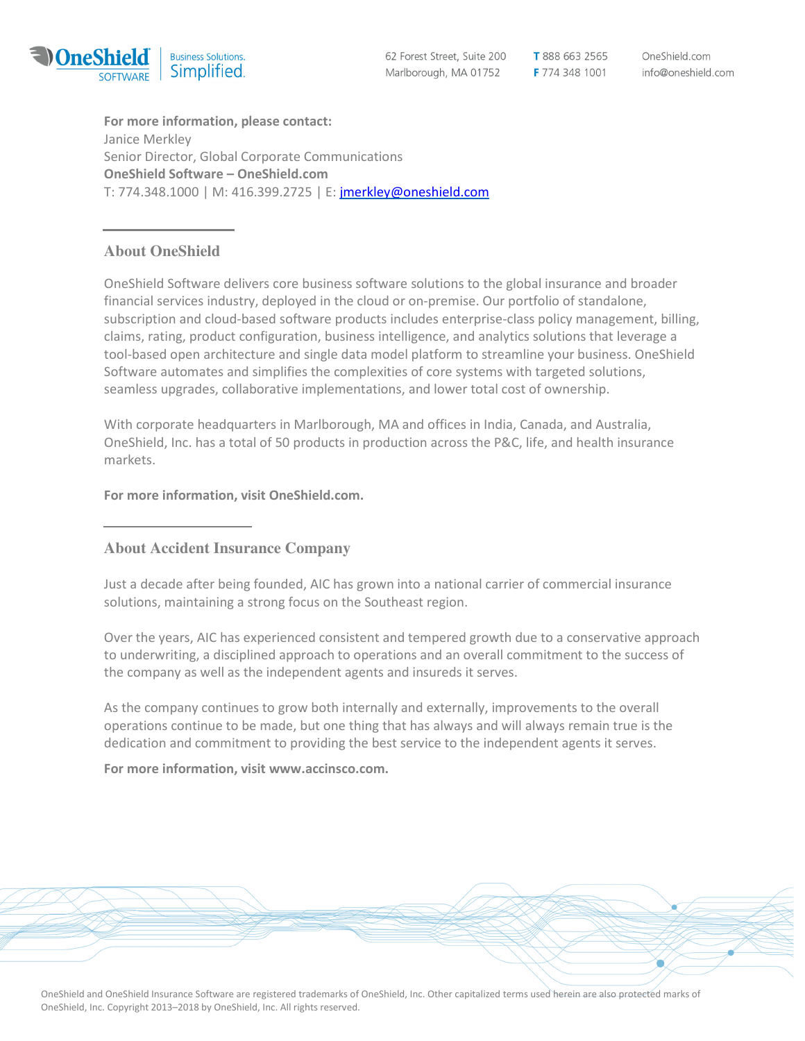**For more information, please contact:**
Janice Merkley
Senior Director, Global Corporate Communications
**OneShield Software – OneShield.com**
T: 774.348.1000 | M: 416.399.2725 | E: jmerkley@oneshield.com

## About OneShield

OneShield Software delivers core business software solutions to the global insurance and broader financial services industry, deployed in the cloud or on-premise. Our portfolio of standalone, subscription and cloud-based software products includes enterprise-class policy management, billing, claims, rating, product configuration, business intelligence, and analytics solutions that leverage a tool-based open architecture and single data model platform to streamline your business. OneShield Software automates and simplifies the complexities of core systems with targeted solutions, seamless upgrades, collaborative implementations, and lower total cost of ownership.

With corporate headquarters in Marlborough, MA and offices in India, Canada, and Australia, OneShield, Inc. has a total of 50 products in production across the P&C, life, and health insurance markets.

**For more information, visit OneShield.com.**

## About Accident Insurance Company

Just a decade after being founded, AIC has grown into a national carrier of commercial insurance solutions, maintaining a strong focus on the Southeast region.

Over the years, AIC has experienced consistent and tempered growth due to a conservative approach to underwriting, a disciplined approach to operations and an overall commitment to the success of the company as well as the independent agents and insureds it serves.

As the company continues to grow both internally and externally, improvements to the overall operations continue to be made, but one thing that has always and will always remain true is the dedication and commitment to providing the best service to the independent agents it serves.

**For more information, visit www.accinsco.com.**